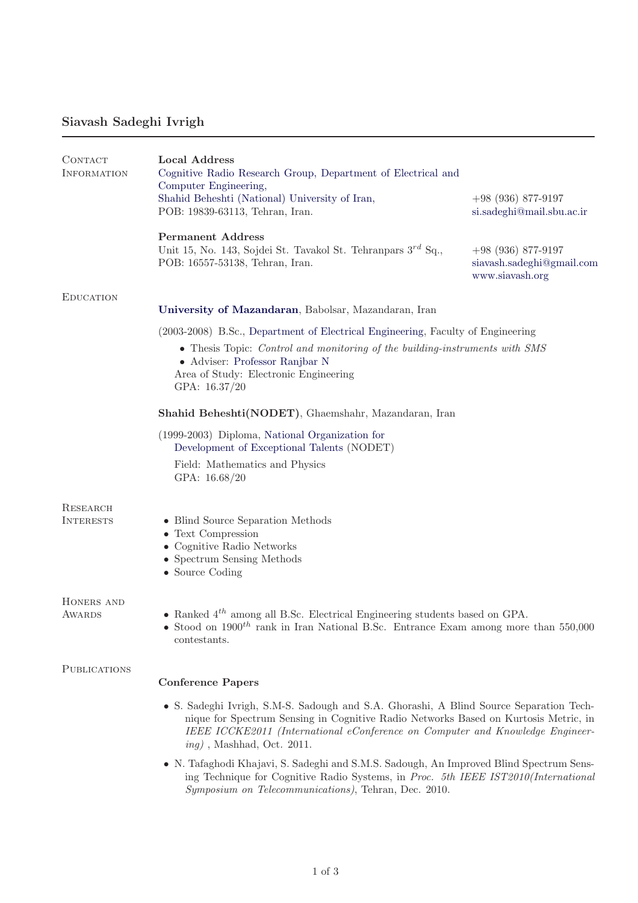# Siavash Sadeghi Ivrigh

## Contact Information

**Local Address**
Cognitive Radio Research Group, Department of Electrical and Computer Engineering,
Shahid Beheshti (National) University of Iran,
POB: 19839-63113, Tehran, Iran.

+98 (936) 877-9197
si.sadeghi@mail.sbu.ac.ir

**Permanent Address**
Unit 15, No. 143, Sojdei St. Tavakol St. Tehranpars $3^{rd}$ Sq.,
POB: 16557-53138, Tehran, Iran.

+98 (936) 877-9197
siavash.sadeghi@gmail.com
www.siavash.org

## Education

**University of Mazandaran**, Babolsar, Mazandaran, Iran

(2003-2008) B.Sc., Department of Electrical Engineering, Faculty of Engineering

- Thesis Topic: *Control and monitoring of the building-instruments with SMS*
- Adviser: Professor Ranjbar N

Area of Study: Electronic Engineering
GPA: 16.37/20

**Shahid Beheshti(NODET)**, Ghaemshahr, Mazandaran, Iran

(1999-2003) Diploma, National Organization for Development of Exceptional Talents (NODET)

Field: Mathematics and Physics
GPA: 16.68/20

## Research Interests

- Blind Source Separation Methods
- Text Compression
- Cognitive Radio Networks
- Spectrum Sensing Methods
- Source Coding

## Honers and Awards

- Ranked $4^{th}$ among all B.Sc. Electrical Engineering students based on GPA.
- Stood on $1900^{th}$ rank in Iran National B.Sc. Entrance Exam among more than 550,000 contestants.

## Publications

### Conference Papers

- S. Sadeghi Ivrigh, S.M-S. Sadough and S.A. Ghorashi, A Blind Source Separation Technique for Spectrum Sensing in Cognitive Radio Networks Based on Kurtosis Metric, in *IEEE ICCKE2011 (International eConference on Computer and Knowledge Engineering)* , Mashhad, Oct. 2011.
- N. Tafaghodi Khajavi, S. Sadeghi and S.M.S. Sadough, An Improved Blind Spectrum Sensing Technique for Cognitive Radio Systems, in *Proc. 5th IEEE IST2010(International Symposium on Telecommunications)*, Tehran, Dec. 2010.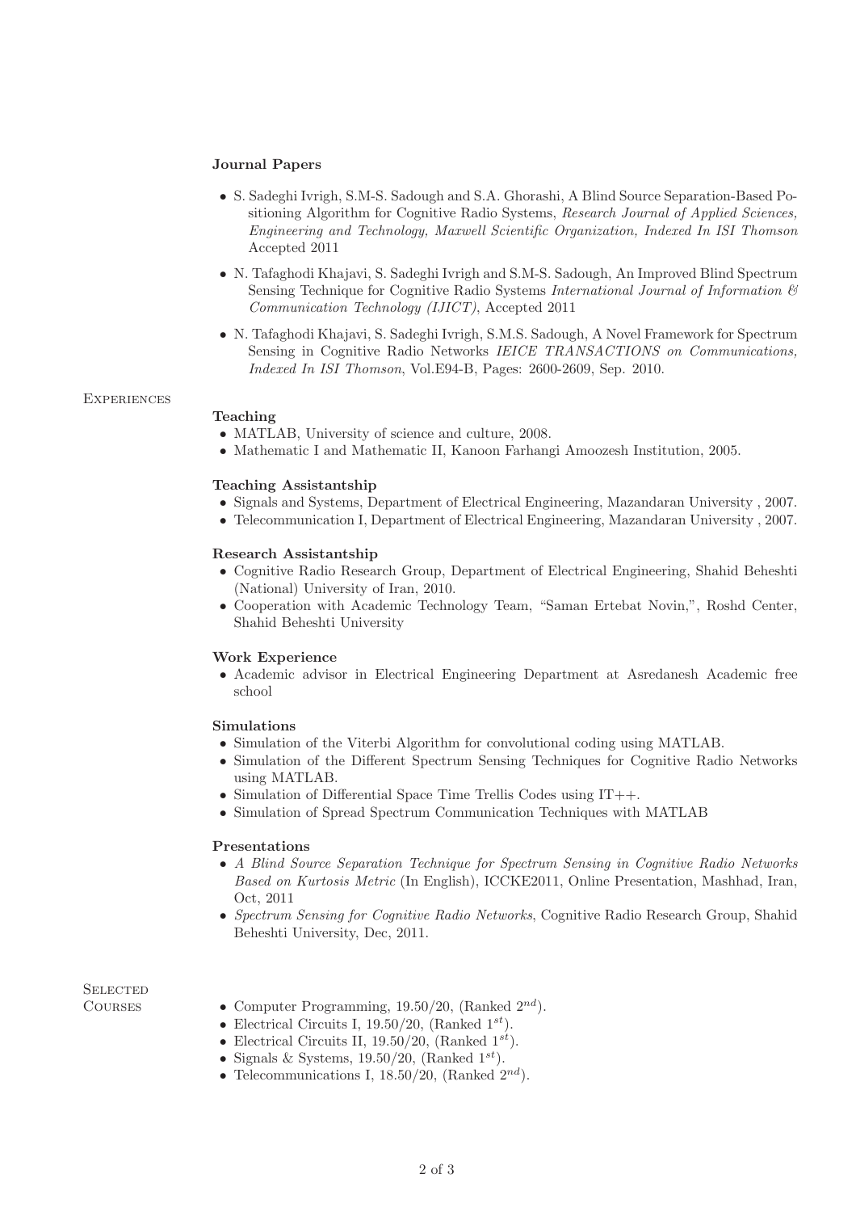### Journal Papers

- S. Sadeghi Ivrigh, S.M-S. Sadough and S.A. Ghorashi, A Blind Source Separation-Based Positioning Algorithm for Cognitive Radio Systems, *Research Journal of Applied Sciences, Engineering and Technology, Maxwell Scientific Organization, Indexed In ISI Thomson* Accepted 2011
- N. Tafaghodi Khajavi, S. Sadeghi Ivrigh and S.M-S. Sadough, An Improved Blind Spectrum Sensing Technique for Cognitive Radio Systems *International Journal of Information & Communication Technology (IJICT)*, Accepted 2011
- N. Tafaghodi Khajavi, S. Sadeghi Ivrigh, S.M.S. Sadough, A Novel Framework for Spectrum Sensing in Cognitive Radio Networks *IEICE TRANSACTIONS on Communications, Indexed In ISI Thomson*, Vol.E94-B, Pages: 2600-2609, Sep. 2010.

## Experiences

### Teaching

- MATLAB, University of science and culture, 2008.
- Mathematic I and Mathematic II, Kanoon Farhangi Amoozesh Institution, 2005.

### Teaching Assistantship

- Signals and Systems, Department of Electrical Engineering, Mazandaran University , 2007.
- Telecommunication I, Department of Electrical Engineering, Mazandaran University , 2007.

### Research Assistantship

- Cognitive Radio Research Group, Department of Electrical Engineering, Shahid Beheshti (National) University of Iran, 2010.
- Cooperation with Academic Technology Team, "Saman Ertebat Novin,", Roshd Center, Shahid Beheshti University

### Work Experience

- Academic advisor in Electrical Engineering Department at Asredanesh Academic free school

### Simulations

- Simulation of the Viterbi Algorithm for convolutional coding using MATLAB.
- Simulation of the Different Spectrum Sensing Techniques for Cognitive Radio Networks using MATLAB.
- Simulation of Differential Space Time Trellis Codes using IT++.
- Simulation of Spread Spectrum Communication Techniques with MATLAB

### Presentations

- *A Blind Source Separation Technique for Spectrum Sensing in Cognitive Radio Networks Based on Kurtosis Metric* (In English), ICCKE2011, Online Presentation, Mashhad, Iran, Oct, 2011
- *Spectrum Sensing for Cognitive Radio Networks*, Cognitive Radio Research Group, Shahid Beheshti University, Dec, 2011.

## Selected Courses

- Computer Programming, 19.50/20, (Ranked $2^{nd}$).
- Electrical Circuits I, 19.50/20, (Ranked $1^{st}$).
- Electrical Circuits II, 19.50/20, (Ranked $1^{st}$).
- Signals & Systems, 19.50/20, (Ranked $1^{st}$).
- Telecommunications I, 18.50/20, (Ranked $2^{nd}$).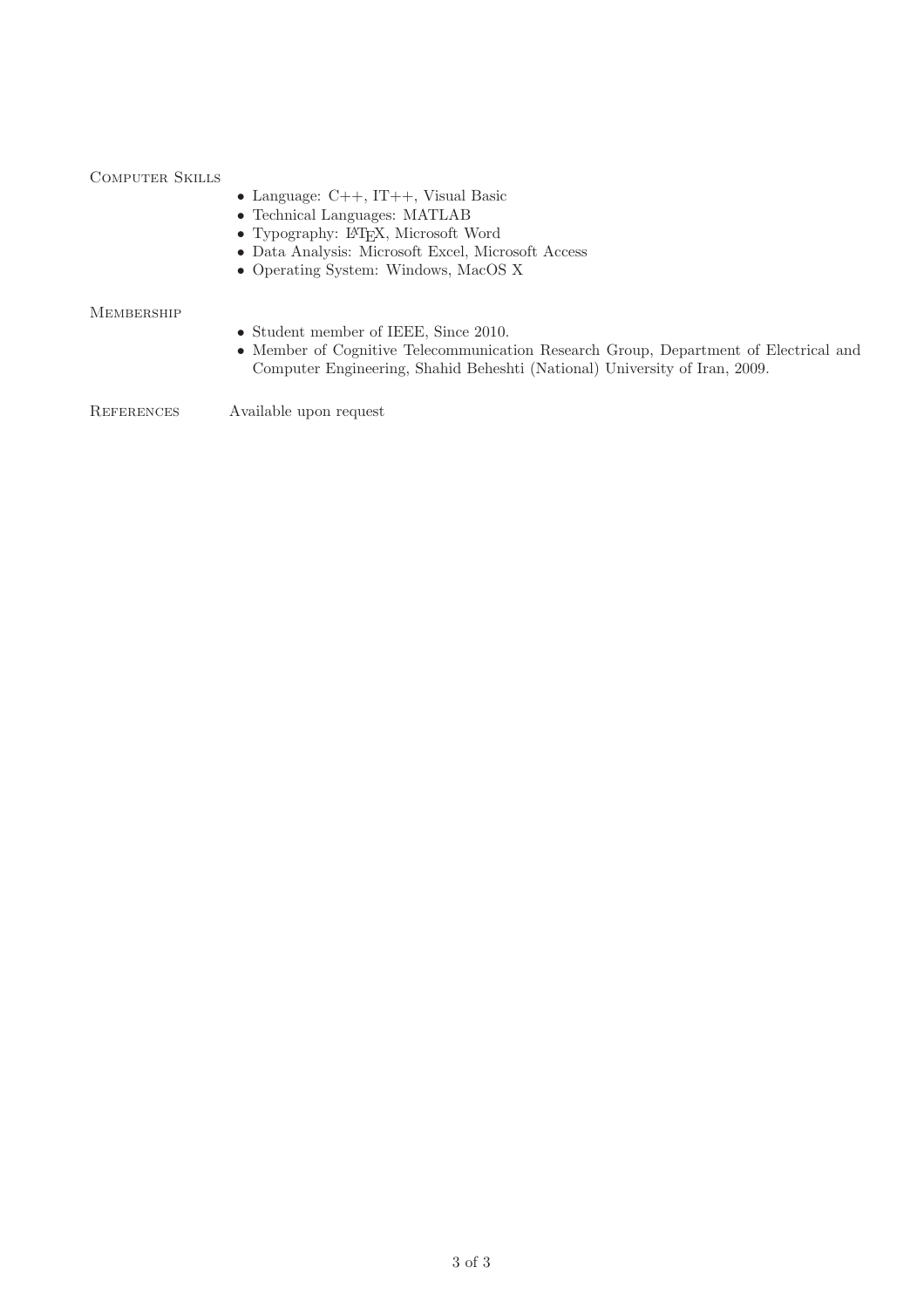## Computer Skills

- Language: C++, IT++, Visual Basic
- Technical Languages: MATLAB
- Typography: LaTeX, Microsoft Word
- Data Analysis: Microsoft Excel, Microsoft Access
- Operating System: Windows, MacOS X

## Membership

- Student member of IEEE, Since 2010.
- Member of Cognitive Telecommunication Research Group, Department of Electrical and Computer Engineering, Shahid Beheshti (National) University of Iran, 2009.

## References

Available upon request